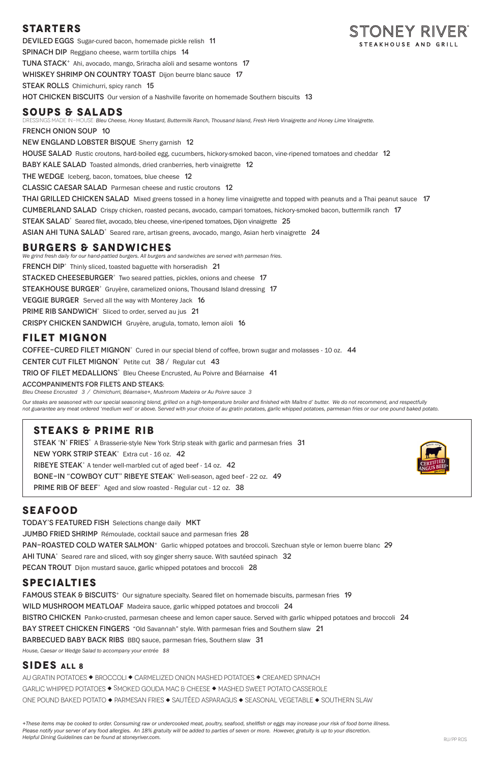# STONEY RIVER®

STEAKHOUSE AND GRILL

## STARTERS

DEVILED EGGS Sugar-cured bacon, homemade pickle relish 11

SPINACH DIP Reggiano cheese, warm tortilla chips 14

TUNA STACK+ Ahi, avocado, mango, Sriracha aïoli and sesame wontons 17

WHISKEY SHRIMP ON COUNTRY TOAST Dijon beurre blanc sauce 17

STEAK ROLLS Chimichurri, spicy ranch 15

HOT CHICKEN BISCUITS Our version of a Nashville favorite on homemade Southern biscuits 13

## SOUPS & SALADS

DRESSINGS MADE IN-HOUSE: *Bleu Cheese, Honey Mustard, Buttermilk Ranch, Thousand Island, Fresh Herb Vinaigrette and Honey Lime Vinaigrette.*

FRENCH ONION SOUP 10

NEW ENGLAND LOBSTER BISQUE Sherry garnish 12

HOUSE SALAD Rustic croutons, hard-boiled egg, cucumbers, hickory-smoked bacon, vine-ripened tomatoes and cheddar 12

BABY KALE SALAD Toasted almonds, dried cranberries, herb vinaigrette 12

THE WEDGE Iceberg, bacon, tomatoes, blue cheese 12

CLASSIC CAESAR SALAD Parmesan cheese and rustic croutons 12

THAI GRILLED CHICKEN SALAD Mixed greens tossed in a honey lime vinaigrette and topped with peanuts and a Thai peanut sauce 17

CUMBERLAND SALAD Crispy chicken, roasted pecans, avocado, campari tomatoes, hickory-smoked bacon, buttermilk ranch 17

STEAK SALAD+ Seared filet, avocado, bleu cheese, vine-ripened tomatoes, Dijon vinaigrette 25

ASIAN AHI TUNA SALAD+ Seared rare, artisan greens, avocado, mango, Asian herb vinaigrette 24

## BURGERS & SANDWICHES

*We grind fresh daily for our hand-pattied burgers. All burgers and sandwiches are served with parmesan fries.*

FRENCH DIP+ Thinly sliced, toasted baguette with horseradish 21

STACKED CHEESEBURGER+ Two seared patties, pickles, onions and cheese 17

STEAKHOUSE BURGER+ Gruyère, caramelized onions, Thousand Island dressing 17

VEGGIE BURGER Served all the way with Monterey Jack 16

PRIME RIB SANDWICH+ Sliced to order, served au jus 21

CRISPY CHICKEN SANDWICH Gruyère, arugula, tomato, lemon aïoli 16

## FILET MIGNON

COFFEE-CURED FILET MIGNON+ Cured in our special blend of coffee, brown sugar and molasses - 10 oz. 44

CENTER CUT FILET MIGNON+ Petite cut 38 / Regular cut 43

TRIO OF FILET MEDALLIONS+ Bleu Cheese Encrusted, Au Poivre and Béarnaise 41

ACCOMPANIMENTS FOR FILETS AND STEAKS:

*Bleu Cheese Encrusted 3 / Chimichurri, Béarnaise+, Mushroom Madeira or Au Poivre sauce 3*

*Our steaks are seasoned with our special seasoning blend, grilled on a high-temperature broiler and finished with Maître d' butter. We do not recommend, and respectfully not guarantee any meat ordered 'medium well' or above. Served with your choice of au gratin potatoes, garlic whipped potatoes, parmesan fries or our one pound baked potato.*

## STEAKS & PRIME RIB

STEAK 'N' FRIES+ A Brasserie-style New York Strip steak with garlic and parmesan fries 31

NEW YORK STRIP STEAK+ Extra cut - 16 oz. 42

RIBEYE STEAK+ A tender well-marbled cut of aged beef - 14 oz. 42

BONE-IN "COWBOY CUT" RIBEYE STEAK+ Well-season, aged beef - 22 oz. 49

PRIME RIB OF BEEF+ Aged and slow roasted - Regular cut - 12 oz. 38

CERTIFIED ANGUS BEEF® BRAND — SINCE 1978

## SEAFOOD

TODAY'S FEATURED FISH Selections change daily MKT

JUMBO FRIED SHRIMP Rémoulade, cocktail sauce and parmesan fries 28

PAN-ROASTED COLD WATER SALMON+ Garlic whipped potatoes and broccoli. Szechuan style or lemon buerre blanc 29

AHI TUNA+ Seared rare and sliced, with soy ginger sherry sauce. With sautéed spinach 32

PECAN TROUT Dijon mustard sauce, garlic whipped potatoes and broccoli 28

## SPECIALTIES

FAMOUS STEAK & BISCUITS+ Our signature specialty. Seared filet on homemade biscuits, parmesan fries 19

WILD MUSHROOM MEATLOAF Madeira sauce, garlic whipped potatoes and broccoli 24

BISTRO CHICKEN Panko-crusted, parmesan cheese and lemon caper sauce. Served with garlic whipped potatoes and broccoli 24

BAY STREET CHICKEN FINGERS "Old Savannah" style. With parmesan fries and Southern slaw 21

BARBECUED BABY BACK RIBS BBQ sauce, parmesan fries, Southern slaw 31

*House, Caesar or Wedge Salad to accompany your entrée $8*

## SIDES ALL 8

AU GRATIN POTATOES ◆ BROCCOLI ◆ CARMELIZED ONION MASHED POTATOES ◆ CREAMED SPINACH

GARLIC WHIPPED POTATOES ◆ SMOKED GOUDA MAC & CHEESE ◆ MASHED SWEET POTATO CASSEROLE

ONE POUND BAKED POTATO ◆ PARMESAN FRIES ◆ SAUTÉED ASPARAGUS ◆ SEASONAL VEGETABLE ◆ SOUTHERN SLAW

*+These items may be cooked to order. Consuming raw or undercooked meat, poultry, seafood, shellfish or eggs may increase your risk of food borne illness. Please notify your server of any food allergies. An 18% gratuity will be added to parties of seven or more. However, gratuity is up to your discretion. Helpful Dining Guidelines can be found at stoneyriver.com.*

RU/PP ROS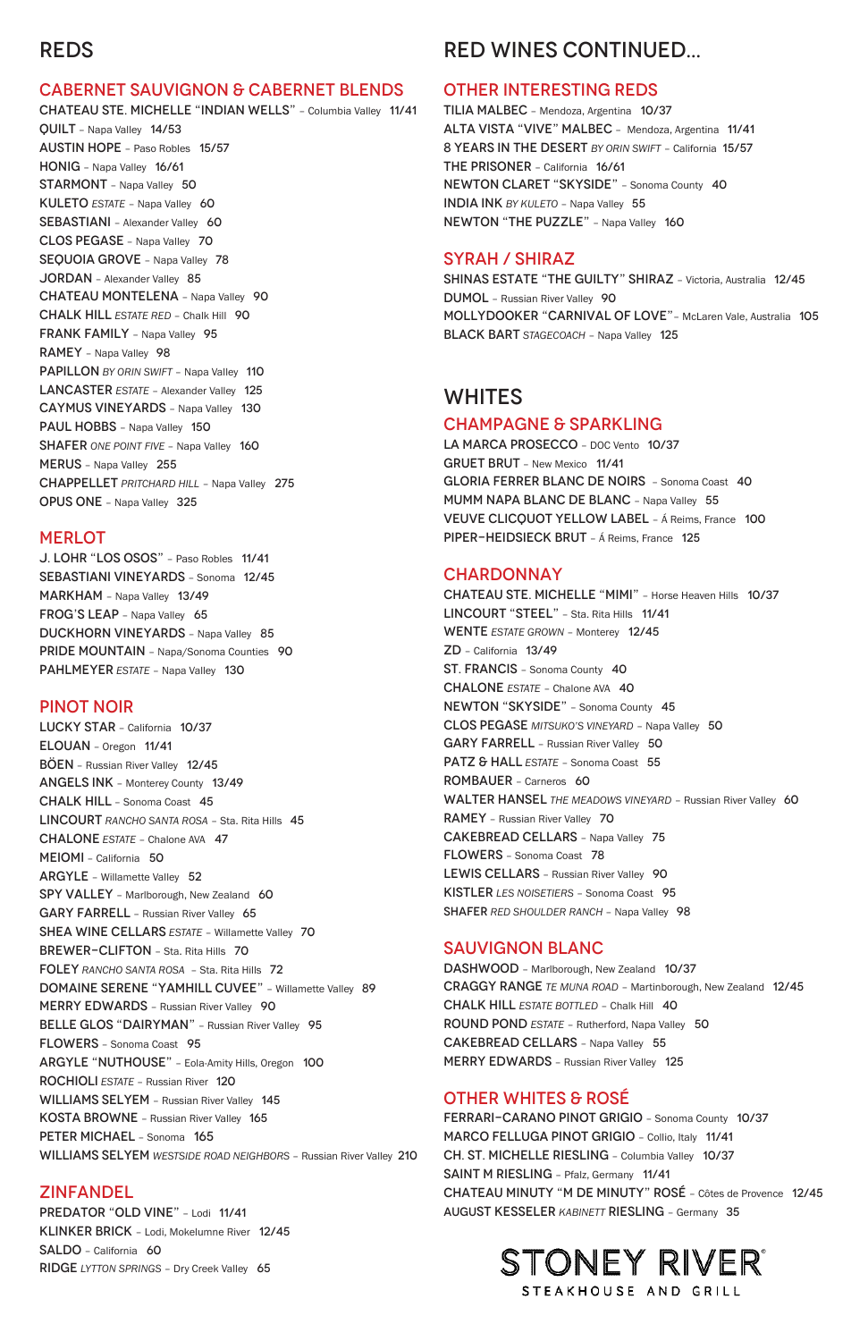# REDS

## CABERNET SAUVIGNON & CABERNET BLENDS

CHATEAU STE. MICHELLE "INDIAN WELLS" – Columbia Valley 11/41
QUILT – Napa Valley 14/53
AUSTIN HOPE – Paso Robles 15/57
HONIG – Napa Valley 16/61
STARMONT – Napa Valley 50
KULETO *ESTATE* – Napa Valley 60
SEBASTIANI – Alexander Valley 60
CLOS PEGASE – Napa Valley 70
SEQUOIA GROVE – Napa Valley 78
JORDAN – Alexander Valley 85
CHATEAU MONTELENA – Napa Valley 90
CHALK HILL *ESTATE RED* – Chalk Hill 90
FRANK FAMILY – Napa Valley 95
RAMEY – Napa Valley 98
PAPILLON *BY ORIN SWIFT* – Napa Valley 110
LANCASTER *ESTATE* – Alexander Valley 125
CAYMUS VINEYARDS – Napa Valley 130
PAUL HOBBS – Napa Valley 150
SHAFER *ONE POINT FIVE* – Napa Valley 160
MERUS – Napa Valley 255
CHAPPELLET *PRITCHARD HILL* – Napa Valley 275
OPUS ONE – Napa Valley 325

## MERLOT

J. LOHR "LOS OSOS" – Paso Robles 11/41
SEBASTIANI VINEYARDS – Sonoma 12/45
MARKHAM – Napa Valley 13/49
FROG'S LEAP – Napa Valley 65
DUCKHORN VINEYARDS – Napa Valley 85
PRIDE MOUNTAIN – Napa/Sonoma Counties 90
PAHLMEYER *ESTATE* – Napa Valley 130

## PINOT NOIR

LUCKY STAR – California 10/37
ELOUAN – Oregon 11/41
BÖEN – Russian River Valley 12/45
ANGELS INK – Monterey County 13/49
CHALK HILL – Sonoma Coast 45
LINCOURT *RANCHO SANTA ROSA* – Sta. Rita Hills 45
CHALONE *ESTATE* – Chalone AVA 47
MEIOMI – California 50
ARGYLE – Willamette Valley 52
SPY VALLEY – Marlborough, New Zealand 60
GARY FARRELL – Russian River Valley 65
SHEA WINE CELLARS *ESTATE* – Willamette Valley 70
BREWER-CLIFTON – Sta. Rita Hills 70
FOLEY *RANCHO SANTA ROSA* – Sta. Rita Hills 72
DOMAINE SERENE "YAMHILL CUVEE" – Willamette Valley 89
MERRY EDWARDS – Russian River Valley 90
BELLE GLOS "DAIRYMAN" – Russian River Valley 95
FLOWERS – Sonoma Coast 95
ARGYLE "NUTHOUSE" – Eola-Amity Hills, Oregon 100
ROCHIOLI *ESTATE* – Russian River 120
WILLIAMS SELYEM – Russian River Valley 145
KOSTA BROWNE – Russian River Valley 165
PETER MICHAEL – Sonoma 165
WILLIAMS SELYEM *WESTSIDE ROAD NEIGHBORS* – Russian River Valley 210

## ZINFANDEL

PREDATOR "OLD VINE" – Lodi 11/41
KLINKER BRICK – Lodi, Mokelumne River 12/45
SALDO – California 60
RIDGE *LYTTON SPRINGS* – Dry Creek Valley 65

# RED WINES CONTINUED...

## OTHER INTERESTING REDS

TILIA MALBEC – Mendoza, Argentina 10/37
ALTA VISTA "VIVE" MALBEC – Mendoza, Argentina 11/41
8 YEARS IN THE DESERT *BY ORIN SWIFT* – California 15/57
THE PRISONER – California 16/61
NEWTON CLARET "SKYSIDE" – Sonoma County 40
INDIA INK *BY KULETO* – Napa Valley 55
NEWTON "THE PUZZLE" – Napa Valley 160

## SYRAH / SHIRAZ

SHINAS ESTATE "THE GUILTY" SHIRAZ – Victoria, Australia 12/45
DUMOL – Russian River Valley 90
MOLLYDOOKER "CARNIVAL OF LOVE" – McLaren Vale, Australia 105
BLACK BART *STAGECOACH* – Napa Valley 125

# WHITES

## CHAMPAGNE & SPARKLING

LA MARCA PROSECCO – DOC Vento 10/37
GRUET BRUT – New Mexico 11/41
GLORIA FERRER BLANC DE NOIRS – Sonoma Coast 40
MUMM NAPA BLANC DE BLANC – Napa Valley 55
VEUVE CLICQUOT YELLOW LABEL – Á Reims, France 100
PIPER-HEIDSIECK BRUT – Á Reims, France 125

## CHARDONNAY

CHATEAU STE. MICHELLE "MIMI" – Horse Heaven Hills 10/37
LINCOURT "STEEL" – Sta. Rita Hills 11/41
WENTE *ESTATE GROWN* – Monterey 12/45
ZD – California 13/49
ST. FRANCIS – Sonoma County 40
CHALONE *ESTATE* – Chalone AVA 40
NEWTON "SKYSIDE" – Sonoma County 45
CLOS PEGASE *MITSUKO'S VINEYARD* – Napa Valley 50
GARY FARRELL – Russian River Valley 50
PATZ & HALL *ESTATE* – Sonoma Coast 55
ROMBAUER – Carneros 60
WALTER HANSEL *THE MEADOWS VINEYARD* – Russian River Valley 60
RAMEY – Russian River Valley 70
CAKEBREAD CELLARS – Napa Valley 75
FLOWERS – Sonoma Coast 78
LEWIS CELLARS – Russian River Valley 90
KISTLER *LES NOISETIERS* – Sonoma Coast 95
SHAFER *RED SHOULDER RANCH* – Napa Valley 98

## SAUVIGNON BLANC

DASHWOOD – Marlborough, New Zealand 10/37
CRAGGY RANGE *TE MUNA ROAD* – Martinborough, New Zealand 12/45
CHALK HILL *ESTATE BOTTLED* – Chalk Hill 40
ROUND POND *ESTATE* – Rutherford, Napa Valley 50
CAKEBREAD CELLARS – Napa Valley 55
MERRY EDWARDS – Russian River Valley 125

## OTHER WHITES & ROSÉ

FERRARI-CARANO PINOT GRIGIO – Sonoma County 10/37
MARCO FELLUGA PINOT GRIGIO – Collio, Italy 11/41
CH. ST. MICHELLE RIESLING – Columbia Valley 10/37
SAINT M RIESLING – Pfalz, Germany 11/41
CHATEAU MINUTY "M DE MINUTY" ROSÉ – Côtes de Provence 12/45
AUGUST KESSELER *KABINETT* RIESLING – Germany 35

STONEY RIVER®
STEAKHOUSE AND GRILL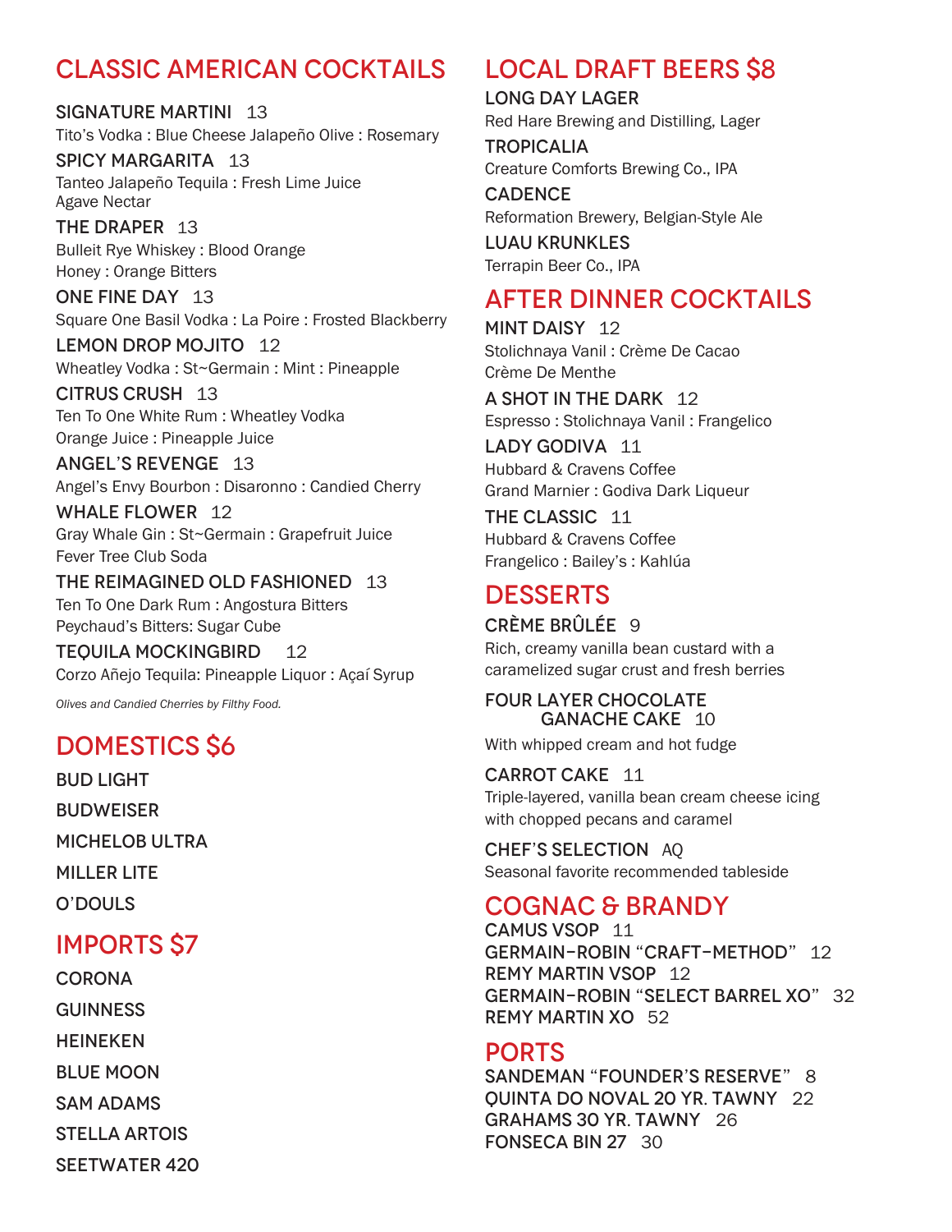## CLASSIC AMERICAN COCKTAILS

**SIGNATURE MARTINI** 13
Tito's Vodka : Blue Cheese Jalapeño Olive : Rosemary

**SPICY MARGARITA** 13
Tanteo Jalapeño Tequila : Fresh Lime Juice
Agave Nectar

**THE DRAPER** 13
Bulleit Rye Whiskey : Blood Orange
Honey : Orange Bitters

**ONE FINE DAY** 13
Square One Basil Vodka : La Poire : Frosted Blackberry

**LEMON DROP MOJITO** 12
Wheatley Vodka : St~Germain : Mint : Pineapple

**CITRUS CRUSH** 13
Ten To One White Rum : Wheatley Vodka
Orange Juice : Pineapple Juice

**ANGEL'S REVENGE** 13
Angel's Envy Bourbon : Disaronno : Candied Cherry

**WHALE FLOWER** 12
Gray Whale Gin : St~Germain : Grapefruit Juice
Fever Tree Club Soda

**THE REIMAGINED OLD FASHIONED** 13
Ten To One Dark Rum : Angostura Bitters
Peychaud's Bitters: Sugar Cube

**TEQUILA MOCKINGBIRD** 12
Corzo Añejo Tequila: Pineapple Liquor : Açaí Syrup

*Olives and Candied Cherries by Filthy Food.*

## DOMESTICS $6

BUD LIGHT
BUDWEISER
MICHELOB ULTRA
MILLER LITE
O'DOULS

## IMPORTS $7

CORONA
GUINNESS
HEINEKEN
BLUE MOON
SAM ADAMS
STELLA ARTOIS
SEETWATER 420

## LOCAL DRAFT BEERS $8

**LONG DAY LAGER**
Red Hare Brewing and Distilling, Lager

**TROPICALIA**
Creature Comforts Brewing Co., IPA

**CADENCE**
Reformation Brewery, Belgian-Style Ale

**LUAU KRUNKLES**
Terrapin Beer Co., IPA

## AFTER DINNER COCKTAILS

**MINT DAISY** 12
Stolichnaya Vanil : Crème De Cacao
Crème De Menthe

**A SHOT IN THE DARK** 12
Espresso : Stolichnaya Vanil : Frangelico

**LADY GODIVA** 11
Hubbard & Cravens Coffee
Grand Marnier : Godiva Dark Liqueur

**THE CLASSIC** 11
Hubbard & Cravens Coffee
Frangelico : Bailey's : Kahlúa

## DESSERTS

**CRÈME BRÛLÉE** 9
Rich, creamy vanilla bean custard with a caramelized sugar crust and fresh berries

**FOUR LAYER CHOCOLATE GANACHE CAKE** 10
With whipped cream and hot fudge

**CARROT CAKE** 11
Triple-layered, vanilla bean cream cheese icing with chopped pecans and caramel

**CHEF'S SELECTION** AQ
Seasonal favorite recommended tableside

## COGNAC & BRANDY

CAMUS VSOP 11
GERMAIN-ROBIN "CRAFT-METHOD" 12
REMY MARTIN VSOP 12
GERMAIN-ROBIN "SELECT BARREL XO" 32
REMY MARTIN XO 52

## PORTS

SANDEMAN "FOUNDER'S RESERVE" 8
QUINTA DO NOVAL 20 YR. TAWNY 22
GRAHAMS 30 YR. TAWNY 26
FONSECA BIN 27 30